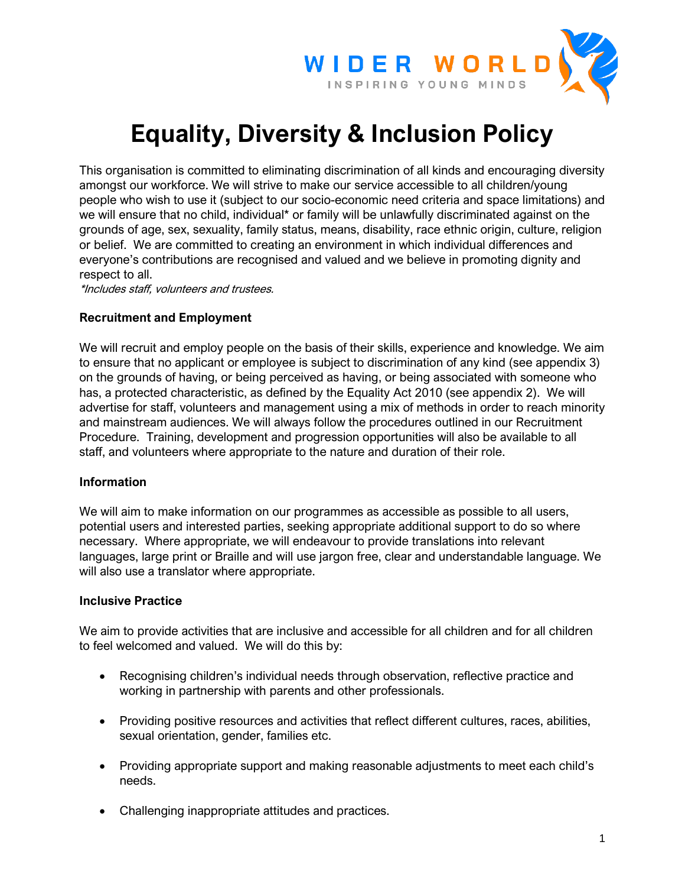WIDER WORLD

INSPIRING YOUNG MINDS

# Equality, Diversity & Inclusion Policy

This organisation is committed to eliminating discrimination of all kinds and encouraging diversity amongst our workforce. We will strive to make our service accessible to all children/young people who wish to use it (subject to our socio-economic need criteria and space limitations) and we will ensure that no child, individual* or family will be unlawfully discriminated against on the grounds of age, sex, sexuality, family status, means, disability, race ethnic origin, culture, religion or belief. We are committed to creating an environment in which individual differences and everyone's contributions are recognised and valued and we believe in promoting dignity and respect to all.

*\*Includes staff, volunteers and trustees.*

**Recruitment and Employment**

We will recruit and employ people on the basis of their skills, experience and knowledge. We aim to ensure that no applicant or employee is subject to discrimination of any kind (see appendix 3) on the grounds of having, or being perceived as having, or being associated with someone who has, a protected characteristic, as defined by the Equality Act 2010 (see appendix 2). We will advertise for staff, volunteers and management using a mix of methods in order to reach minority and mainstream audiences. We will always follow the procedures outlined in our Recruitment Procedure. Training, development and progression opportunities will also be available to all staff, and volunteers where appropriate to the nature and duration of their role.

**Information**

We will aim to make information on our programmes as accessible as possible to all users, potential users and interested parties, seeking appropriate additional support to do so where necessary. Where appropriate, we will endeavour to provide translations into relevant languages, large print or Braille and will use jargon free, clear and understandable language. We will also use a translator where appropriate.

**Inclusive Practice**

We aim to provide activities that are inclusive and accessible for all children and for all children to feel welcomed and valued. We will do this by:

- Recognising children's individual needs through observation, reflective practice and working in partnership with parents and other professionals.
- Providing positive resources and activities that reflect different cultures, races, abilities, sexual orientation, gender, families etc.
- Providing appropriate support and making reasonable adjustments to meet each child's needs.
- Challenging inappropriate attitudes and practices.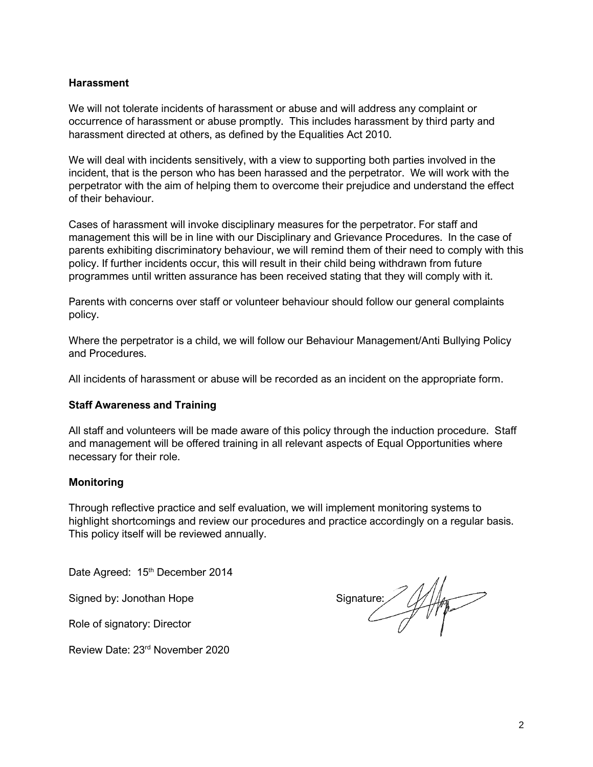**Harassment**

We will not tolerate incidents of harassment or abuse and will address any complaint or occurrence of harassment or abuse promptly. This includes harassment by third party and harassment directed at others, as defined by the Equalities Act 2010.

We will deal with incidents sensitively, with a view to supporting both parties involved in the incident, that is the person who has been harassed and the perpetrator. We will work with the perpetrator with the aim of helping them to overcome their prejudice and understand the effect of their behaviour.

Cases of harassment will invoke disciplinary measures for the perpetrator. For staff and management this will be in line with our Disciplinary and Grievance Procedures. In the case of parents exhibiting discriminatory behaviour, we will remind them of their need to comply with this policy. If further incidents occur, this will result in their child being withdrawn from future programmes until written assurance has been received stating that they will comply with it.

Parents with concerns over staff or volunteer behaviour should follow our general complaints policy.

Where the perpetrator is a child, we will follow our Behaviour Management/Anti Bullying Policy and Procedures.

All incidents of harassment or abuse will be recorded as an incident on the appropriate form.

**Staff Awareness and Training**

All staff and volunteers will be made aware of this policy through the induction procedure. Staff and management will be offered training in all relevant aspects of Equal Opportunities where necessary for their role.

**Monitoring**

Through reflective practice and self evaluation, we will implement monitoring systems to highlight shortcomings and review our procedures and practice accordingly on a regular basis. This policy itself will be reviewed annually.

Date Agreed: 15th December 2014

Signed by: Jonothan Hope

Signature:

Role of signatory: Director

Review Date: 23rd November 2020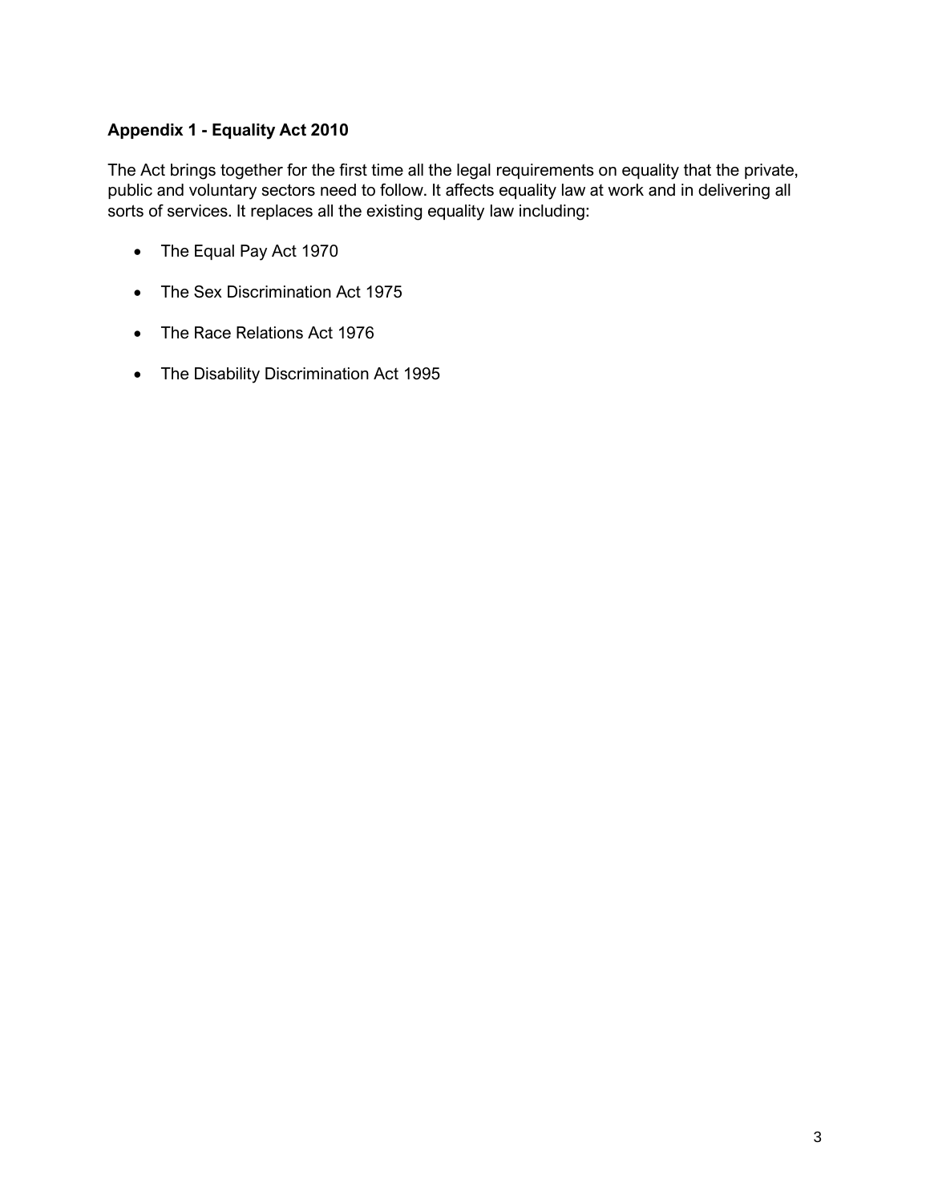**Appendix 1 - Equality Act 2010**

The Act brings together for the first time all the legal requirements on equality that the private, public and voluntary sectors need to follow. It affects equality law at work and in delivering all sorts of services. It replaces all the existing equality law including:

- The Equal Pay Act 1970
- The Sex Discrimination Act 1975
- The Race Relations Act 1976
- The Disability Discrimination Act 1995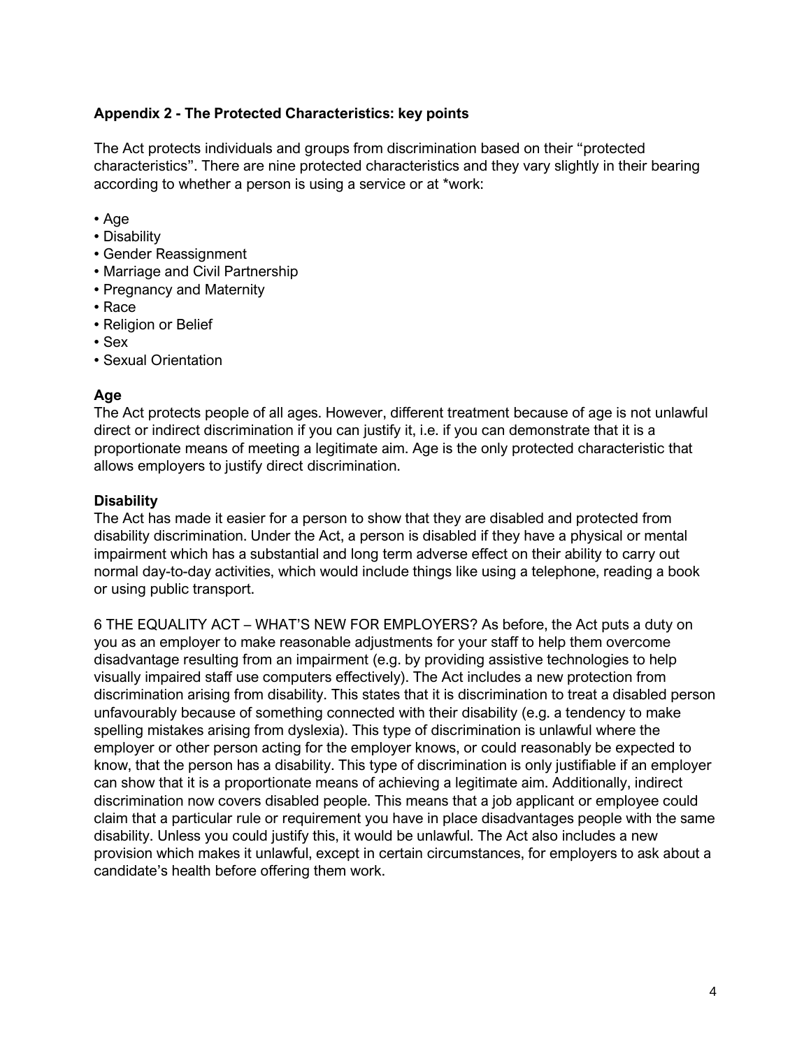**Appendix 2 - The Protected Characteristics: key points**

The Act protects individuals and groups from discrimination based on their "protected characteristics". There are nine protected characteristics and they vary slightly in their bearing according to whether a person is using a service or at *work:

- Age
- Disability
- Gender Reassignment
- Marriage and Civil Partnership
- Pregnancy and Maternity
- Race
- Religion or Belief
- Sex
- Sexual Orientation

**Age**
The Act protects people of all ages. However, different treatment because of age is not unlawful direct or indirect discrimination if you can justify it, i.e. if you can demonstrate that it is a proportionate means of meeting a legitimate aim. Age is the only protected characteristic that allows employers to justify direct discrimination.

**Disability**
The Act has made it easier for a person to show that they are disabled and protected from disability discrimination. Under the Act, a person is disabled if they have a physical or mental impairment which has a substantial and long term adverse effect on their ability to carry out normal day-to-day activities, which would include things like using a telephone, reading a book or using public transport.

6 THE EQUALITY ACT – WHAT'S NEW FOR EMPLOYERS? As before, the Act puts a duty on you as an employer to make reasonable adjustments for your staff to help them overcome disadvantage resulting from an impairment (e.g. by providing assistive technologies to help visually impaired staff use computers effectively). The Act includes a new protection from discrimination arising from disability. This states that it is discrimination to treat a disabled person unfavourably because of something connected with their disability (e.g. a tendency to make spelling mistakes arising from dyslexia). This type of discrimination is unlawful where the employer or other person acting for the employer knows, or could reasonably be expected to know, that the person has a disability. This type of discrimination is only justifiable if an employer can show that it is a proportionate means of achieving a legitimate aim. Additionally, indirect discrimination now covers disabled people. This means that a job applicant or employee could claim that a particular rule or requirement you have in place disadvantages people with the same disability. Unless you could justify this, it would be unlawful. The Act also includes a new provision which makes it unlawful, except in certain circumstances, for employers to ask about a candidate's health before offering them work.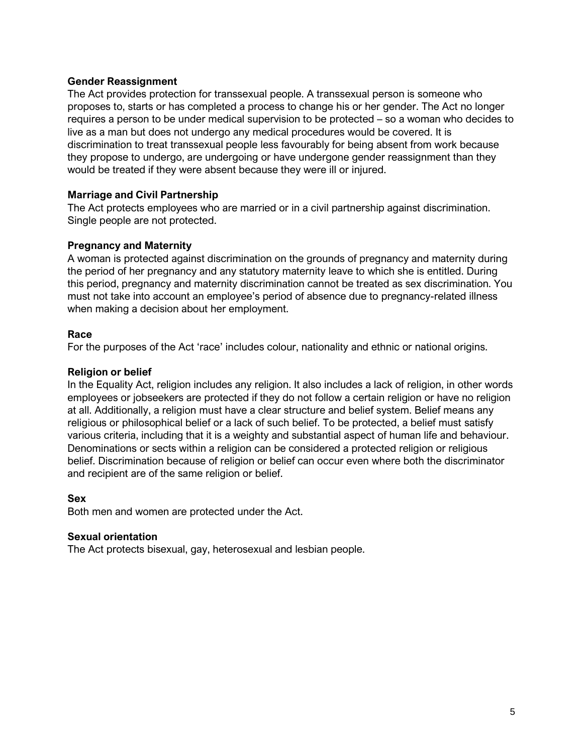**Gender Reassignment**
The Act provides protection for transsexual people. A transsexual person is someone who proposes to, starts or has completed a process to change his or her gender. The Act no longer requires a person to be under medical supervision to be protected – so a woman who decides to live as a man but does not undergo any medical procedures would be covered. It is discrimination to treat transsexual people less favourably for being absent from work because they propose to undergo, are undergoing or have undergone gender reassignment than they would be treated if they were absent because they were ill or injured.

**Marriage and Civil Partnership**
The Act protects employees who are married or in a civil partnership against discrimination. Single people are not protected.

**Pregnancy and Maternity**
A woman is protected against discrimination on the grounds of pregnancy and maternity during the period of her pregnancy and any statutory maternity leave to which she is entitled. During this period, pregnancy and maternity discrimination cannot be treated as sex discrimination. You must not take into account an employee's period of absence due to pregnancy-related illness when making a decision about her employment.

**Race**
For the purposes of the Act 'race' includes colour, nationality and ethnic or national origins.

**Religion or belief**
In the Equality Act, religion includes any religion. It also includes a lack of religion, in other words employees or jobseekers are protected if they do not follow a certain religion or have no religion at all. Additionally, a religion must have a clear structure and belief system. Belief means any religious or philosophical belief or a lack of such belief. To be protected, a belief must satisfy various criteria, including that it is a weighty and substantial aspect of human life and behaviour. Denominations or sects within a religion can be considered a protected religion or religious belief. Discrimination because of religion or belief can occur even where both the discriminator and recipient are of the same religion or belief.

**Sex**
Both men and women are protected under the Act.

**Sexual orientation**
The Act protects bisexual, gay, heterosexual and lesbian people.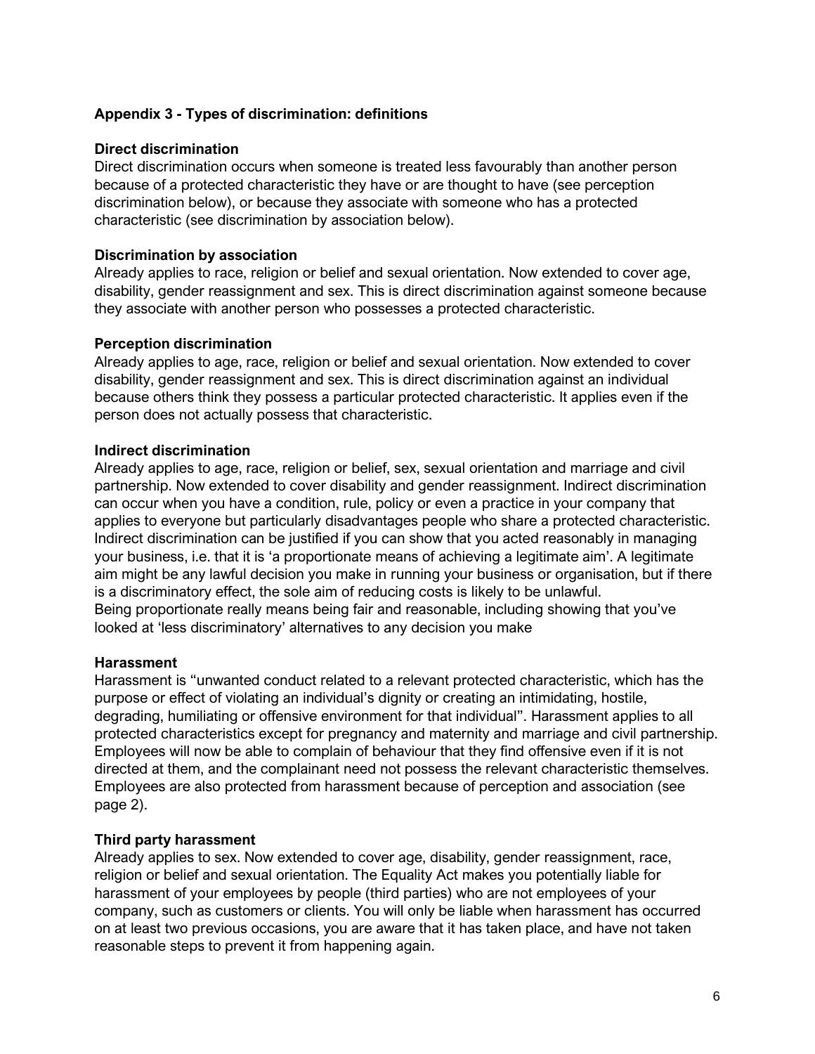## Appendix 3 - Types of discrimination: definitions

**Direct discrimination**
Direct discrimination occurs when someone is treated less favourably than another person because of a protected characteristic they have or are thought to have (see perception discrimination below), or because they associate with someone who has a protected characteristic (see discrimination by association below).

**Discrimination by association**
Already applies to race, religion or belief and sexual orientation. Now extended to cover age, disability, gender reassignment and sex. This is direct discrimination against someone because they associate with another person who possesses a protected characteristic.

**Perception discrimination**
Already applies to age, race, religion or belief and sexual orientation. Now extended to cover disability, gender reassignment and sex. This is direct discrimination against an individual because others think they possess a particular protected characteristic. It applies even if the person does not actually possess that characteristic.

**Indirect discrimination**
Already applies to age, race, religion or belief, sex, sexual orientation and marriage and civil partnership. Now extended to cover disability and gender reassignment. Indirect discrimination can occur when you have a condition, rule, policy or even a practice in your company that applies to everyone but particularly disadvantages people who share a protected characteristic. Indirect discrimination can be justified if you can show that you acted reasonably in managing your business, i.e. that it is 'a proportionate means of achieving a legitimate aim'. A legitimate aim might be any lawful decision you make in running your business or organisation, but if there is a discriminatory effect, the sole aim of reducing costs is likely to be unlawful.
Being proportionate really means being fair and reasonable, including showing that you've looked at 'less discriminatory' alternatives to any decision you make

**Harassment**
Harassment is "unwanted conduct related to a relevant protected characteristic, which has the purpose or effect of violating an individual's dignity or creating an intimidating, hostile, degrading, humiliating or offensive environment for that individual". Harassment applies to all protected characteristics except for pregnancy and maternity and marriage and civil partnership. Employees will now be able to complain of behaviour that they find offensive even if it is not directed at them, and the complainant need not possess the relevant characteristic themselves. Employees are also protected from harassment because of perception and association (see page 2).

**Third party harassment**
Already applies to sex. Now extended to cover age, disability, gender reassignment, race, religion or belief and sexual orientation. The Equality Act makes you potentially liable for harassment of your employees by people (third parties) who are not employees of your company, such as customers or clients. You will only be liable when harassment has occurred on at least two previous occasions, you are aware that it has taken place, and have not taken reasonable steps to prevent it from happening again.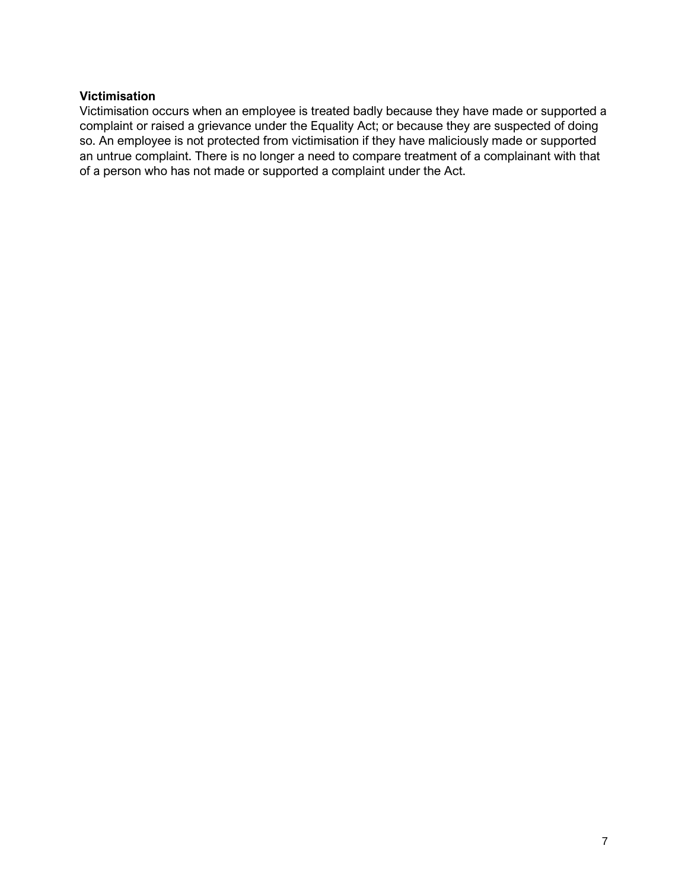**Victimisation**

Victimisation occurs when an employee is treated badly because they have made or supported a complaint or raised a grievance under the Equality Act; or because they are suspected of doing so. An employee is not protected from victimisation if they have maliciously made or supported an untrue complaint. There is no longer a need to compare treatment of a complainant with that of a person who has not made or supported a complaint under the Act.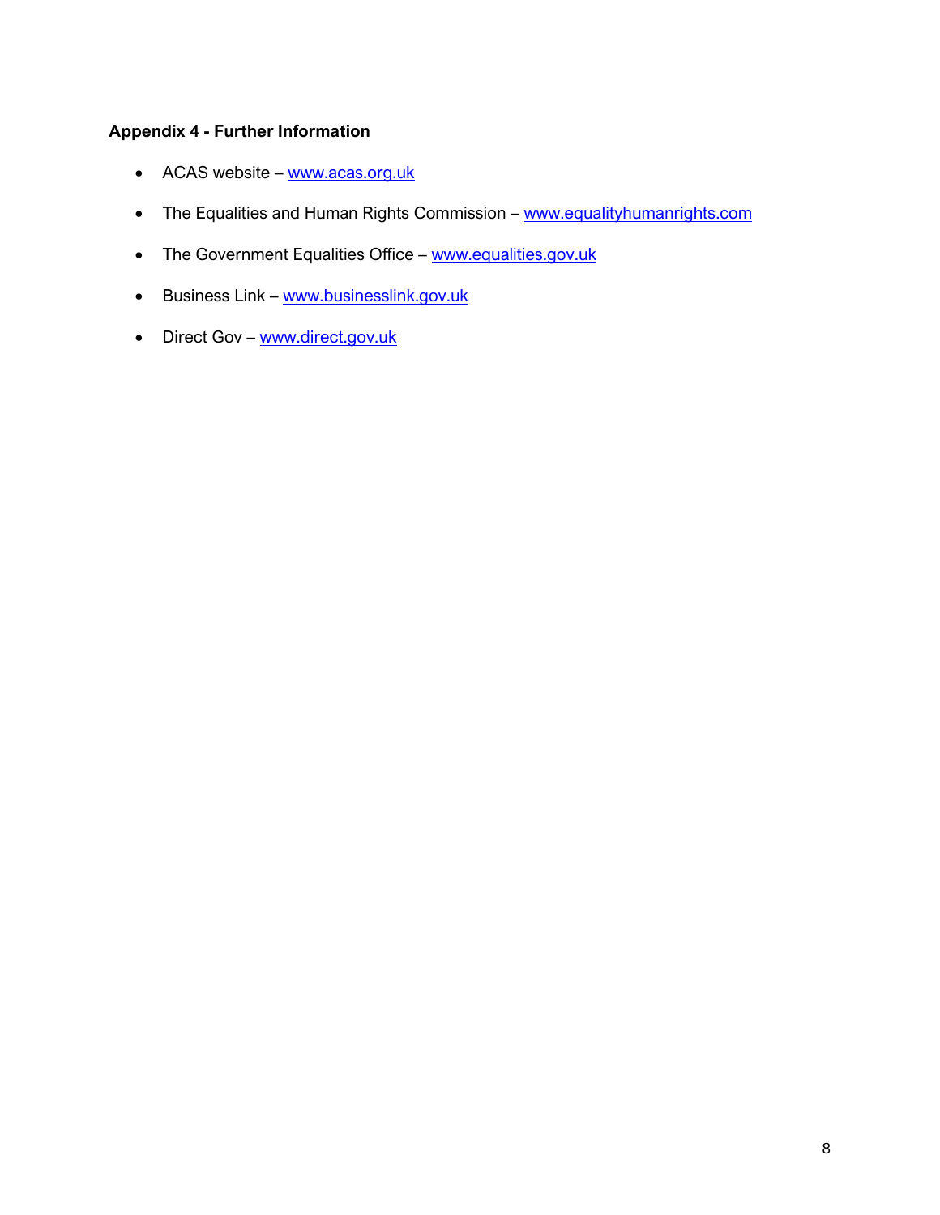**Appendix 4 - Further Information**

- ACAS website – www.acas.org.uk
- The Equalities and Human Rights Commission – www.equalityhumanrights.com
- The Government Equalities Office – www.equalities.gov.uk
- Business Link – www.businesslink.gov.uk
- Direct Gov – www.direct.gov.uk